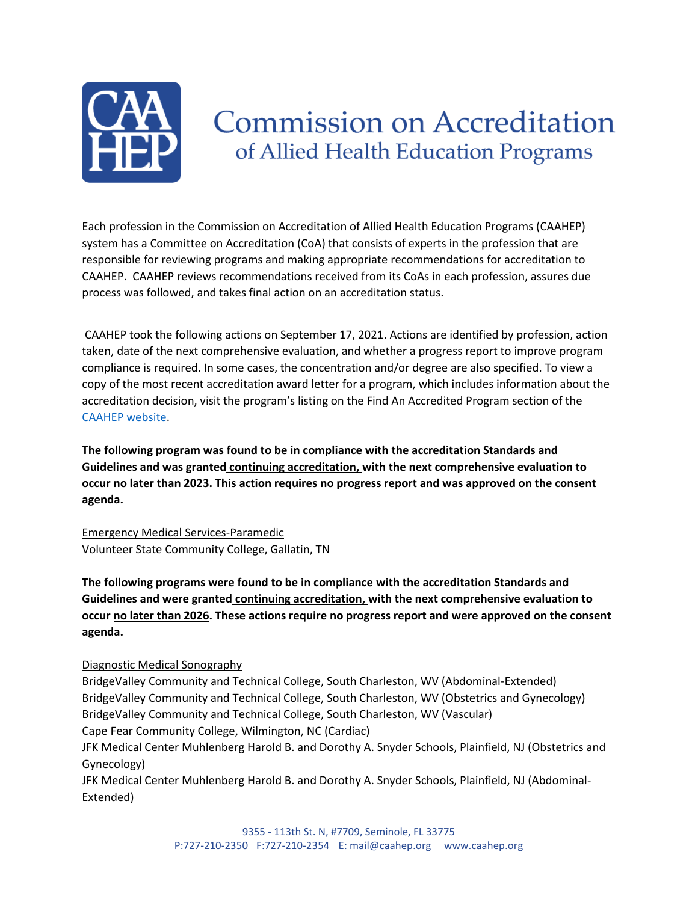# Commission on Accreditation of Allied Health Education Programs

Each profession in the Commission on Accreditation of Allied Health Education Programs (CAAHEP) system has a Committee on Accreditation (CoA) that consists of experts in the profession that are responsible for reviewing programs and making appropriate recommendations for accreditation to CAAHEP. CAAHEP reviews recommendations received from its CoAs in each profession, assures due process was followed, and takes final action on an accreditation status.

CAAHEP took the following actions on September 17, 2021. Actions are identified by profession, action taken, date of the next comprehensive evaluation, and whether a progress report to improve program compliance is required. In some cases, the concentration and/or degree are also specified. To view a copy of the most recent accreditation award letter for a program, which includes information about the accreditation decision, visit the program's listing on the Find An Accredited Program section of the CAAHEP website.

**The following program was found to be in compliance with the accreditation Standards and Guidelines and was granted continuing accreditation, with the next comprehensive evaluation to occur no later than 2023. This action requires no progress report and was approved on the consent agenda.**

Emergency Medical Services-Paramedic
Volunteer State Community College, Gallatin, TN

**The following programs were found to be in compliance with the accreditation Standards and Guidelines and were granted continuing accreditation, with the next comprehensive evaluation to occur no later than 2026. These actions require no progress report and were approved on the consent agenda.**

Diagnostic Medical Sonography
BridgeValley Community and Technical College, South Charleston, WV (Abdominal-Extended)
BridgeValley Community and Technical College, South Charleston, WV (Obstetrics and Gynecology)
BridgeValley Community and Technical College, South Charleston, WV (Vascular)
Cape Fear Community College, Wilmington, NC (Cardiac)
JFK Medical Center Muhlenberg Harold B. and Dorothy A. Snyder Schools, Plainfield, NJ (Obstetrics and Gynecology)
JFK Medical Center Muhlenberg Harold B. and Dorothy A. Snyder Schools, Plainfield, NJ (Abdominal-Extended)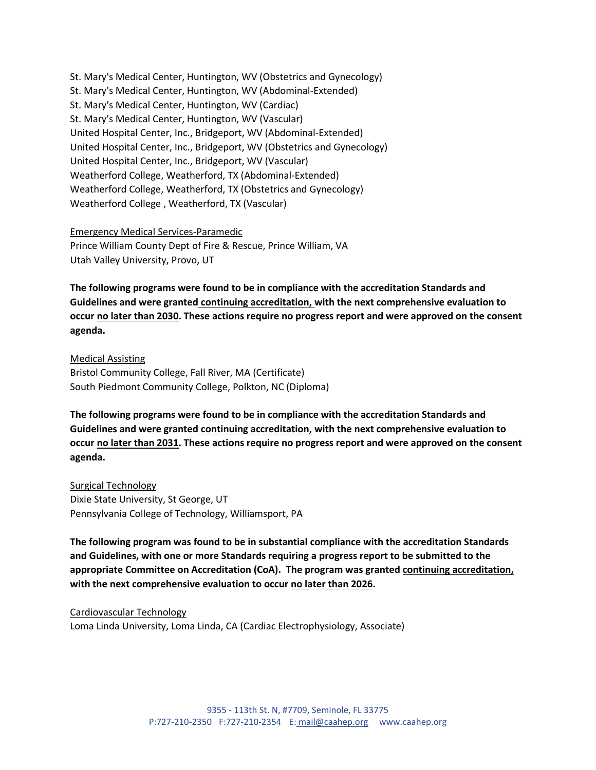St. Mary's Medical Center, Huntington, WV (Obstetrics and Gynecology)
St. Mary's Medical Center, Huntington, WV (Abdominal-Extended)
St. Mary's Medical Center, Huntington, WV (Cardiac)
St. Mary's Medical Center, Huntington, WV (Vascular)
United Hospital Center, Inc., Bridgeport, WV (Abdominal-Extended)
United Hospital Center, Inc., Bridgeport, WV (Obstetrics and Gynecology)
United Hospital Center, Inc., Bridgeport, WV (Vascular)
Weatherford College, Weatherford, TX (Abdominal-Extended)
Weatherford College, Weatherford, TX (Obstetrics and Gynecology)
Weatherford College , Weatherford, TX (Vascular)

<u>Emergency Medical Services-Paramedic</u>
Prince William County Dept of Fire & Rescue, Prince William, VA
Utah Valley University, Provo, UT

**The following programs were found to be in compliance with the accreditation Standards and Guidelines and were granted <u>continuing accreditation,</u> with the next comprehensive evaluation to occur <u>no later than 2030</u>. These actions require no progress report and were approved on the consent agenda.**

<u>Medical Assisting</u>
Bristol Community College, Fall River, MA (Certificate)
South Piedmont Community College, Polkton, NC (Diploma)

**The following programs were found to be in compliance with the accreditation Standards and Guidelines and were granted <u>continuing accreditation,</u> with the next comprehensive evaluation to occur <u>no later than 2031</u>. These actions require no progress report and were approved on the consent agenda.**

<u>Surgical Technology</u>
Dixie State University, St George, UT
Pennsylvania College of Technology, Williamsport, PA

**The following program was found to be in substantial compliance with the accreditation Standards and Guidelines, with one or more Standards requiring a progress report to be submitted to the appropriate Committee on Accreditation (CoA). The program was granted <u>continuing accreditation,</u> with the next comprehensive evaluation to occur <u>no later than 2026</u>.**

<u>Cardiovascular Technology</u>
Loma Linda University, Loma Linda, CA (Cardiac Electrophysiology, Associate)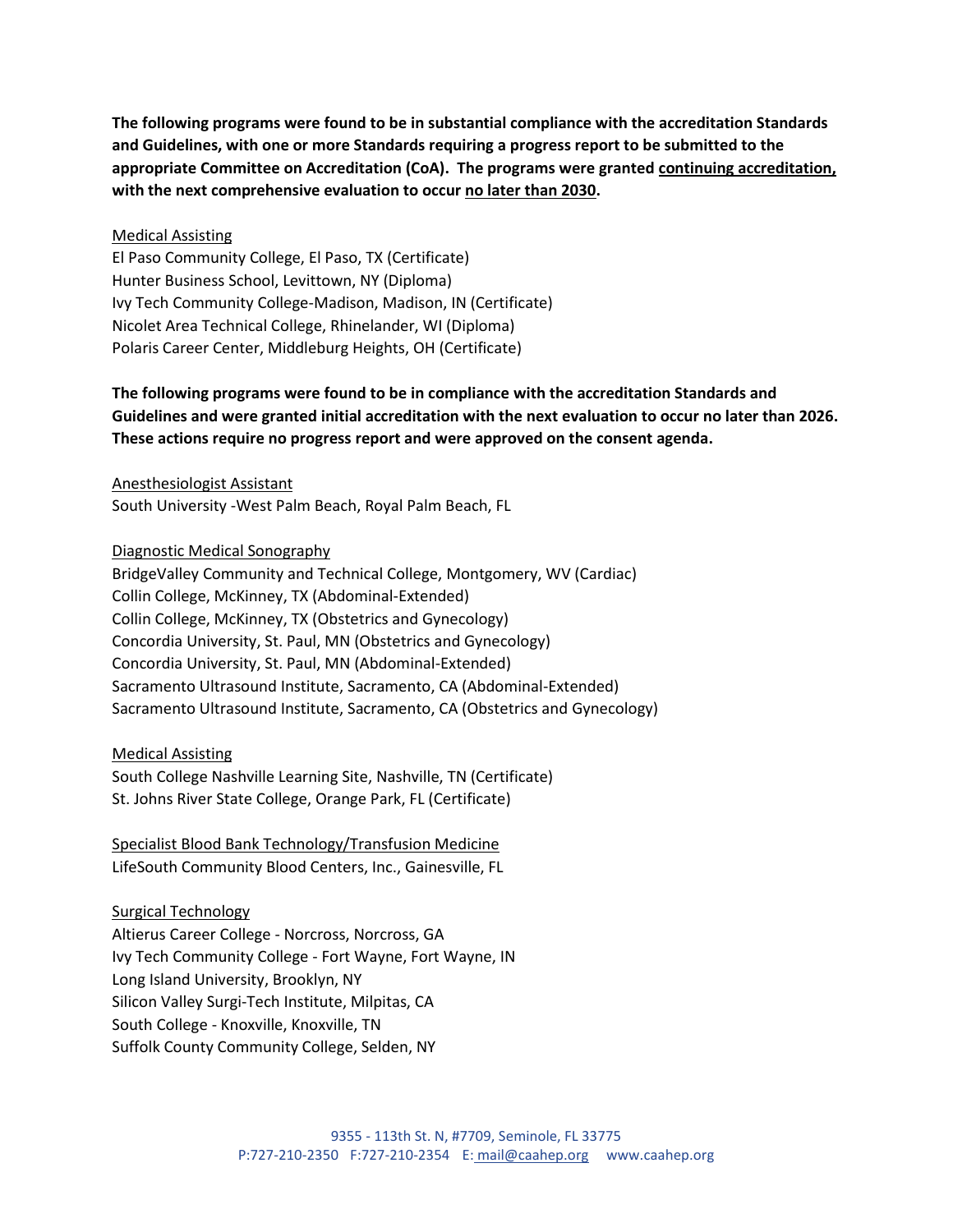**The following programs were found to be in substantial compliance with the accreditation Standards and Guidelines, with one or more Standards requiring a progress report to be submitted to the appropriate Committee on Accreditation (CoA). The programs were granted continuing accreditation, with the next comprehensive evaluation to occur no later than 2030.**

Medical Assisting

El Paso Community College, El Paso, TX (Certificate)
Hunter Business School, Levittown, NY (Diploma)
Ivy Tech Community College-Madison, Madison, IN (Certificate)
Nicolet Area Technical College, Rhinelander, WI (Diploma)
Polaris Career Center, Middleburg Heights, OH (Certificate)

**The following programs were found to be in compliance with the accreditation Standards and Guidelines and were granted initial accreditation with the next evaluation to occur no later than 2026. These actions require no progress report and were approved on the consent agenda.**

Anesthesiologist Assistant

South University -West Palm Beach, Royal Palm Beach, FL

Diagnostic Medical Sonography

BridgeValley Community and Technical College, Montgomery, WV (Cardiac)
Collin College, McKinney, TX (Abdominal-Extended)
Collin College, McKinney, TX (Obstetrics and Gynecology)
Concordia University, St. Paul, MN (Obstetrics and Gynecology)
Concordia University, St. Paul, MN (Abdominal-Extended)
Sacramento Ultrasound Institute, Sacramento, CA (Abdominal-Extended)
Sacramento Ultrasound Institute, Sacramento, CA (Obstetrics and Gynecology)

Medical Assisting

South College Nashville Learning Site, Nashville, TN (Certificate)
St. Johns River State College, Orange Park, FL (Certificate)

Specialist Blood Bank Technology/Transfusion Medicine

LifeSouth Community Blood Centers, Inc., Gainesville, FL

Surgical Technology

Altierus Career College - Norcross, Norcross, GA
Ivy Tech Community College - Fort Wayne, Fort Wayne, IN
Long Island University, Brooklyn, NY
Silicon Valley Surgi-Tech Institute, Milpitas, CA
South College - Knoxville, Knoxville, TN
Suffolk County Community College, Selden, NY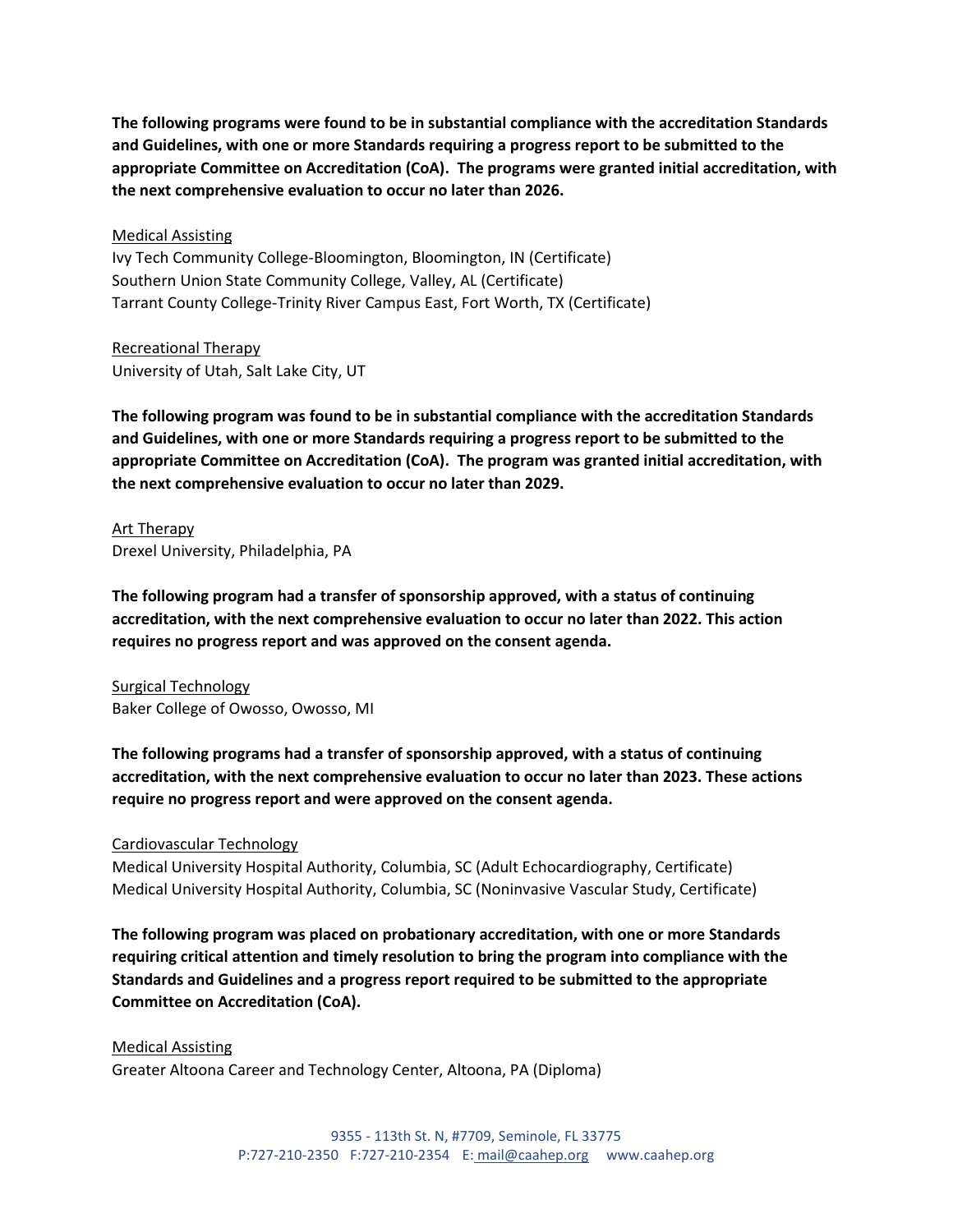**The following programs were found to be in substantial compliance with the accreditation Standards and Guidelines, with one or more Standards requiring a progress report to be submitted to the appropriate Committee on Accreditation (CoA). The programs were granted initial accreditation, with the next comprehensive evaluation to occur no later than 2026.**

<u>Medical Assisting</u>
Ivy Tech Community College-Bloomington, Bloomington, IN (Certificate)
Southern Union State Community College, Valley, AL (Certificate)
Tarrant County College-Trinity River Campus East, Fort Worth, TX (Certificate)

<u>Recreational Therapy</u>
University of Utah, Salt Lake City, UT

**The following program was found to be in substantial compliance with the accreditation Standards and Guidelines, with one or more Standards requiring a progress report to be submitted to the appropriate Committee on Accreditation (CoA). The program was granted initial accreditation, with the next comprehensive evaluation to occur no later than 2029.**

<u>Art Therapy</u>
Drexel University, Philadelphia, PA

**The following program had a transfer of sponsorship approved, with a status of continuing accreditation, with the next comprehensive evaluation to occur no later than 2022. This action requires no progress report and was approved on the consent agenda.**

<u>Surgical Technology</u>
Baker College of Owosso, Owosso, MI

**The following programs had a transfer of sponsorship approved, with a status of continuing accreditation, with the next comprehensive evaluation to occur no later than 2023. These actions require no progress report and were approved on the consent agenda.**

<u>Cardiovascular Technology</u>
Medical University Hospital Authority, Columbia, SC (Adult Echocardiography, Certificate)
Medical University Hospital Authority, Columbia, SC (Noninvasive Vascular Study, Certificate)

**The following program was placed on probationary accreditation, with one or more Standards requiring critical attention and timely resolution to bring the program into compliance with the Standards and Guidelines and a progress report required to be submitted to the appropriate Committee on Accreditation (CoA).**

<u>Medical Assisting</u>
Greater Altoona Career and Technology Center, Altoona, PA (Diploma)